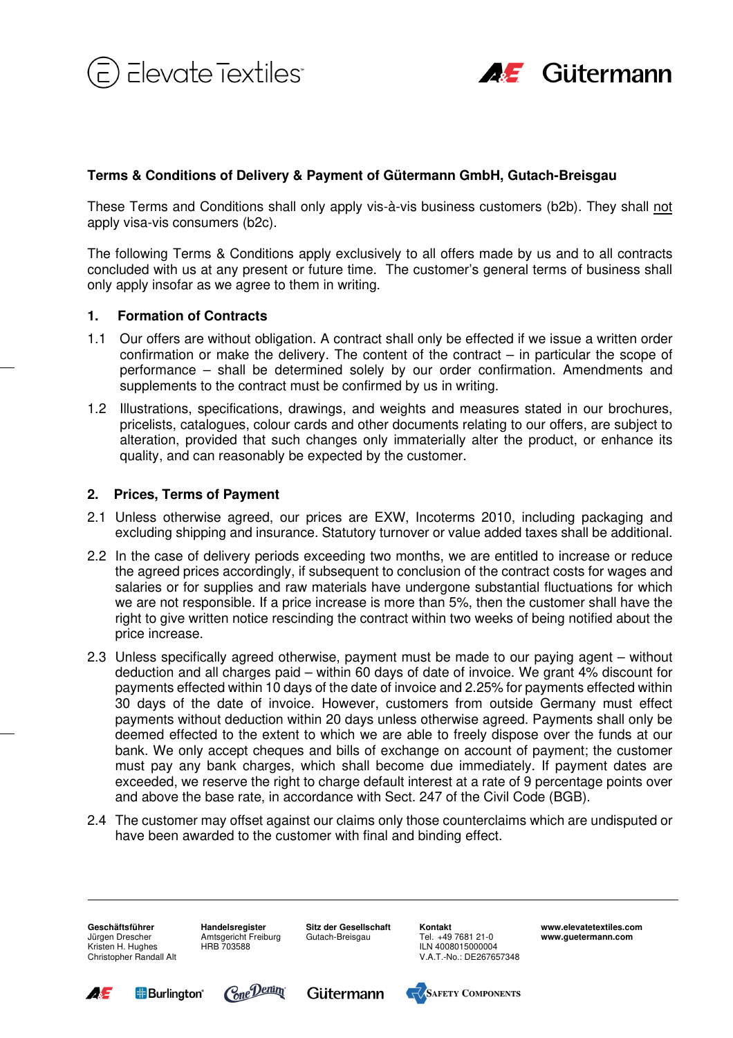**Terms & Conditions of Delivery & Payment of Gütermann GmbH, Gutach-Breisgau**

These Terms and Conditions shall only apply vis-à-vis business customers (b2b). They shall not apply visa-vis consumers (b2c).

The following Terms & Conditions apply exclusively to all offers made by us and to all contracts concluded with us at any present or future time. The customer's general terms of business shall only apply insofar as we agree to them in writing.

## 1. Formation of Contracts

1.1 Our offers are without obligation. A contract shall only be effected if we issue a written order confirmation or make the delivery. The content of the contract – in particular the scope of performance – shall be determined solely by our order confirmation. Amendments and supplements to the contract must be confirmed by us in writing.

1.2 Illustrations, specifications, drawings, and weights and measures stated in our brochures, pricelists, catalogues, colour cards and other documents relating to our offers, are subject to alteration, provided that such changes only immaterially alter the product, or enhance its quality, and can reasonably be expected by the customer.

## 2. Prices, Terms of Payment

2.1 Unless otherwise agreed, our prices are EXW, Incoterms 2010, including packaging and excluding shipping and insurance. Statutory turnover or value added taxes shall be additional.

2.2 In the case of delivery periods exceeding two months, we are entitled to increase or reduce the agreed prices accordingly, if subsequent to conclusion of the contract costs for wages and salaries or for supplies and raw materials have undergone substantial fluctuations for which we are not responsible. If a price increase is more than 5%, then the customer shall have the right to give written notice rescinding the contract within two weeks of being notified about the price increase.

2.3 Unless specifically agreed otherwise, payment must be made to our paying agent – without deduction and all charges paid – within 60 days of date of invoice. We grant 4% discount for payments effected within 10 days of the date of invoice and 2.25% for payments effected within 30 days of the date of invoice. However, customers from outside Germany must effect payments without deduction within 20 days unless otherwise agreed. Payments shall only be deemed effected to the extent to which we are able to freely dispose over the funds at our bank. We only accept cheques and bills of exchange on account of payment; the customer must pay any bank charges, which shall become due immediately. If payment dates are exceeded, we reserve the right to charge default interest at a rate of 9 percentage points over and above the base rate, in accordance with Sect. 247 of the Civil Code (BGB).

2.4 The customer may offset against our claims only those counterclaims which are undisputed or have been awarded to the customer with final and binding effect.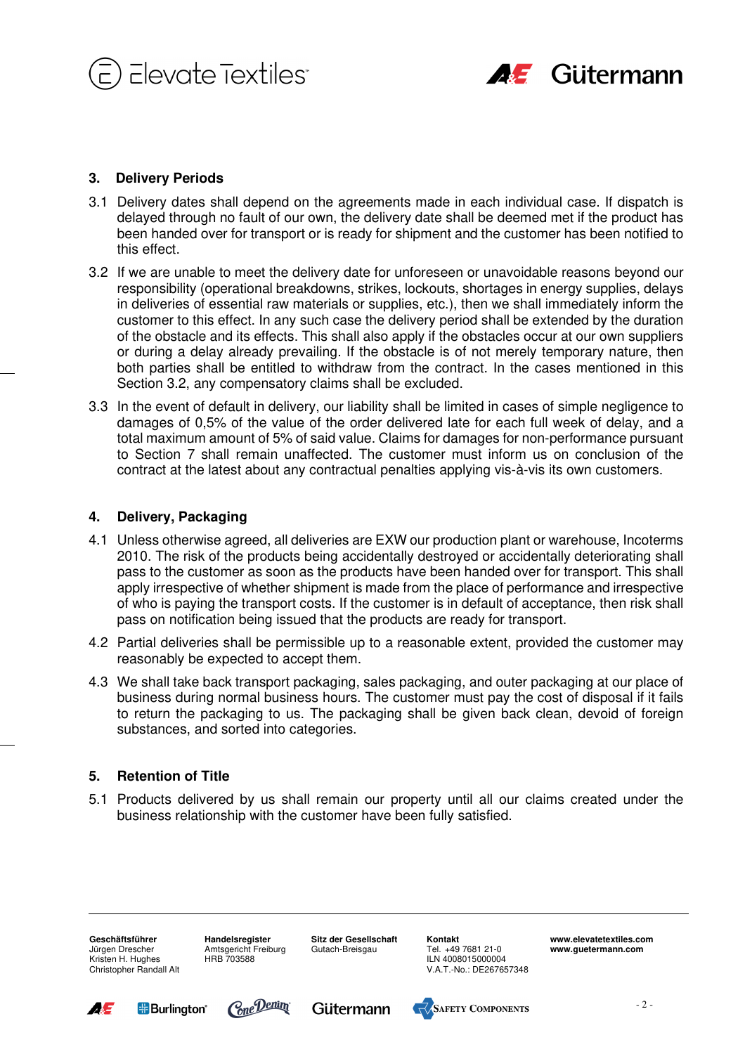## 3. Delivery Periods

3.1 Delivery dates shall depend on the agreements made in each individual case. If dispatch is delayed through no fault of our own, the delivery date shall be deemed met if the product has been handed over for transport or is ready for shipment and the customer has been notified to this effect.

3.2 If we are unable to meet the delivery date for unforeseen or unavoidable reasons beyond our responsibility (operational breakdowns, strikes, lockouts, shortages in energy supplies, delays in deliveries of essential raw materials or supplies, etc.), then we shall immediately inform the customer to this effect. In any such case the delivery period shall be extended by the duration of the obstacle and its effects. This shall also apply if the obstacles occur at our own suppliers or during a delay already prevailing. If the obstacle is of not merely temporary nature, then both parties shall be entitled to withdraw from the contract. In the cases mentioned in this Section 3.2, any compensatory claims shall be excluded.

3.3 In the event of default in delivery, our liability shall be limited in cases of simple negligence to damages of 0,5% of the value of the order delivered late for each full week of delay, and a total maximum amount of 5% of said value. Claims for damages for non-performance pursuant to Section 7 shall remain unaffected. The customer must inform us on conclusion of the contract at the latest about any contractual penalties applying vis-à-vis its own customers.

## 4. Delivery, Packaging

4.1 Unless otherwise agreed, all deliveries are EXW our production plant or warehouse, Incoterms 2010. The risk of the products being accidentally destroyed or accidentally deteriorating shall pass to the customer as soon as the products have been handed over for transport. This shall apply irrespective of whether shipment is made from the place of performance and irrespective of who is paying the transport costs. If the customer is in default of acceptance, then risk shall pass on notification being issued that the products are ready for transport.

4.2 Partial deliveries shall be permissible up to a reasonable extent, provided the customer may reasonably be expected to accept them.

4.3 We shall take back transport packaging, sales packaging, and outer packaging at our place of business during normal business hours. The customer must pay the cost of disposal if it fails to return the packaging to us. The packaging shall be given back clean, devoid of foreign substances, and sorted into categories.

## 5. Retention of Title

5.1 Products delivered by us shall remain our property until all our claims created under the business relationship with the customer have been fully satisfied.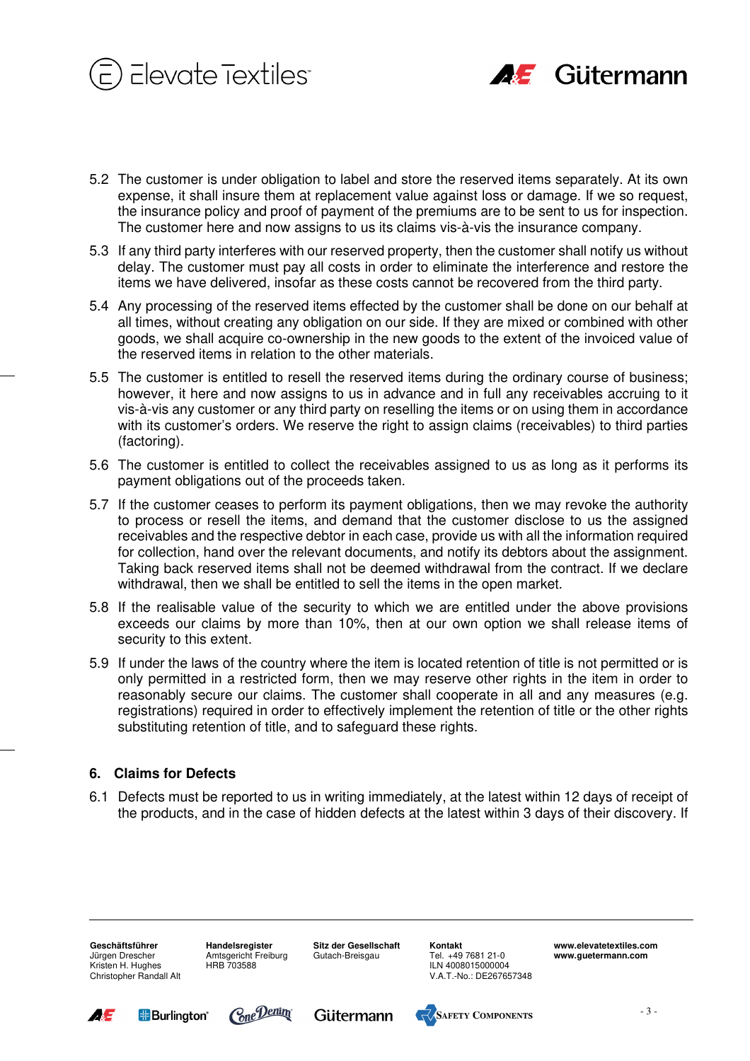5.2 The customer is under obligation to label and store the reserved items separately. At its own expense, it shall insure them at replacement value against loss or damage. If we so request, the insurance policy and proof of payment of the premiums are to be sent to us for inspection. The customer here and now assigns to us its claims vis-à-vis the insurance company.

5.3 If any third party interferes with our reserved property, then the customer shall notify us without delay. The customer must pay all costs in order to eliminate the interference and restore the items we have delivered, insofar as these costs cannot be recovered from the third party.

5.4 Any processing of the reserved items effected by the customer shall be done on our behalf at all times, without creating any obligation on our side. If they are mixed or combined with other goods, we shall acquire co-ownership in the new goods to the extent of the invoiced value of the reserved items in relation to the other materials.

5.5 The customer is entitled to resell the reserved items during the ordinary course of business; however, it here and now assigns to us in advance and in full any receivables accruing to it vis-à-vis any customer or any third party on reselling the items or on using them in accordance with its customer's orders. We reserve the right to assign claims (receivables) to third parties (factoring).

5.6 The customer is entitled to collect the receivables assigned to us as long as it performs its payment obligations out of the proceeds taken.

5.7 If the customer ceases to perform its payment obligations, then we may revoke the authority to process or resell the items, and demand that the customer disclose to us the assigned receivables and the respective debtor in each case, provide us with all the information required for collection, hand over the relevant documents, and notify its debtors about the assignment. Taking back reserved items shall not be deemed withdrawal from the contract. If we declare withdrawal, then we shall be entitled to sell the items in the open market.

5.8 If the realisable value of the security to which we are entitled under the above provisions exceeds our claims by more than 10%, then at our own option we shall release items of security to this extent.

5.9 If under the laws of the country where the item is located retention of title is not permitted or is only permitted in a restricted form, then we may reserve other rights in the item in order to reasonably secure our claims. The customer shall cooperate in all and any measures (e.g. registrations) required in order to effectively implement the retention of title or the other rights substituting retention of title, and to safeguard these rights.

## 6. Claims for Defects

6.1 Defects must be reported to us in writing immediately, at the latest within 12 days of receipt of the products, and in the case of hidden defects at the latest within 3 days of their discovery. If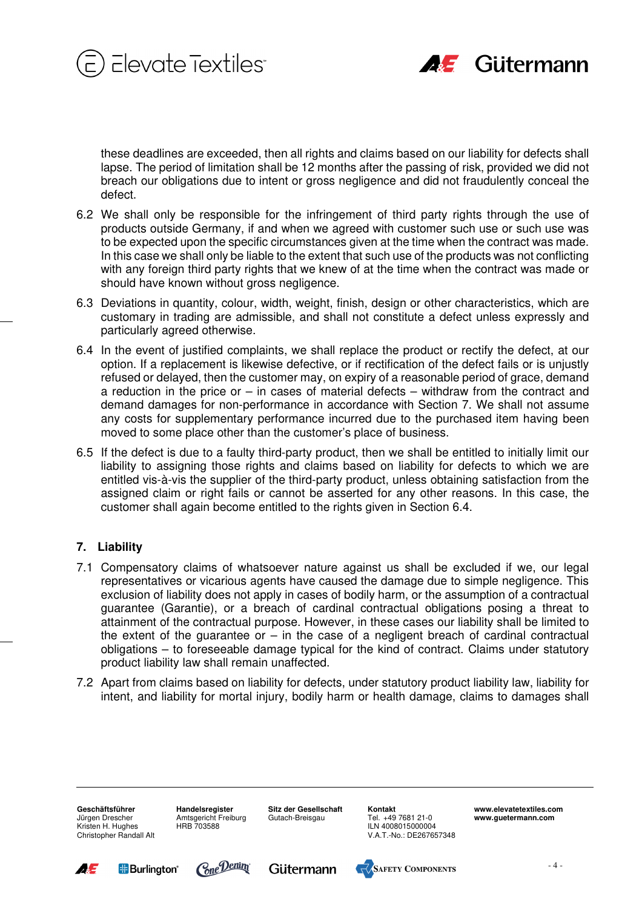these deadlines are exceeded, then all rights and claims based on our liability for defects shall lapse. The period of limitation shall be 12 months after the passing of risk, provided we did not breach our obligations due to intent or gross negligence and did not fraudulently conceal the defect.

6.2 We shall only be responsible for the infringement of third party rights through the use of products outside Germany, if and when we agreed with customer such use or such use was to be expected upon the specific circumstances given at the time when the contract was made. In this case we shall only be liable to the extent that such use of the products was not conflicting with any foreign third party rights that we knew of at the time when the contract was made or should have known without gross negligence.

6.3 Deviations in quantity, colour, width, weight, finish, design or other characteristics, which are customary in trading are admissible, and shall not constitute a defect unless expressly and particularly agreed otherwise.

6.4 In the event of justified complaints, we shall replace the product or rectify the defect, at our option. If a replacement is likewise defective, or if rectification of the defect fails or is unjustly refused or delayed, then the customer may, on expiry of a reasonable period of grace, demand a reduction in the price or – in cases of material defects – withdraw from the contract and demand damages for non-performance in accordance with Section 7. We shall not assume any costs for supplementary performance incurred due to the purchased item having been moved to some place other than the customer's place of business.

6.5 If the defect is due to a faulty third-party product, then we shall be entitled to initially limit our liability to assigning those rights and claims based on liability for defects to which we are entitled vis-à-vis the supplier of the third-party product, unless obtaining satisfaction from the assigned claim or right fails or cannot be asserted for any other reasons. In this case, the customer shall again become entitled to the rights given in Section 6.4.

## 7. Liability

7.1 Compensatory claims of whatsoever nature against us shall be excluded if we, our legal representatives or vicarious agents have caused the damage due to simple negligence. This exclusion of liability does not apply in cases of bodily harm, or the assumption of a contractual guarantee (Garantie), or a breach of cardinal contractual obligations posing a threat to attainment of the contractual purpose. However, in these cases our liability shall be limited to the extent of the guarantee or – in the case of a negligent breach of cardinal contractual obligations – to foreseeable damage typical for the kind of contract. Claims under statutory product liability law shall remain unaffected.

7.2 Apart from claims based on liability for defects, under statutory product liability law, liability for intent, and liability for mortal injury, bodily harm or health damage, claims to damages shall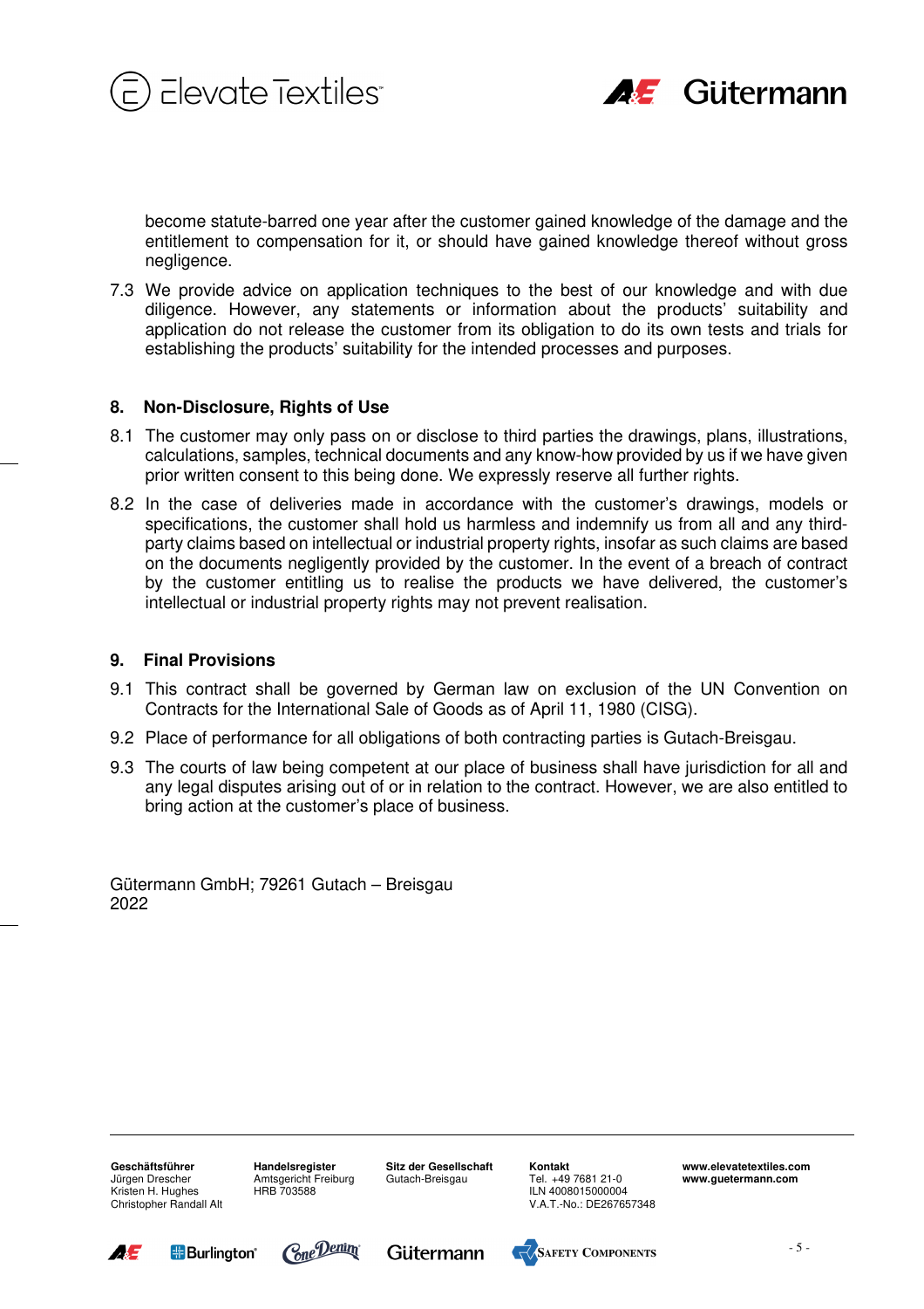become statute-barred one year after the customer gained knowledge of the damage and the entitlement to compensation for it, or should have gained knowledge thereof without gross negligence.

7.3 We provide advice on application techniques to the best of our knowledge and with due diligence. However, any statements or information about the products' suitability and application do not release the customer from its obligation to do its own tests and trials for establishing the products' suitability for the intended processes and purposes.

## 8. Non-Disclosure, Rights of Use

8.1 The customer may only pass on or disclose to third parties the drawings, plans, illustrations, calculations, samples, technical documents and any know-how provided by us if we have given prior written consent to this being done. We expressly reserve all further rights.

8.2 In the case of deliveries made in accordance with the customer's drawings, models or specifications, the customer shall hold us harmless and indemnify us from all and any third-party claims based on intellectual or industrial property rights, insofar as such claims are based on the documents negligently provided by the customer. In the event of a breach of contract by the customer entitling us to realise the products we have delivered, the customer's intellectual or industrial property rights may not prevent realisation.

## 9. Final Provisions

9.1 This contract shall be governed by German law on exclusion of the UN Convention on Contracts for the International Sale of Goods as of April 11, 1980 (CISG).

9.2 Place of performance for all obligations of both contracting parties is Gutach-Breisgau.

9.3 The courts of law being competent at our place of business shall have jurisdiction for all and any legal disputes arising out of or in relation to the contract. However, we are also entitled to bring action at the customer's place of business.

Gütermann GmbH; 79261 Gutach – Breisgau
2022